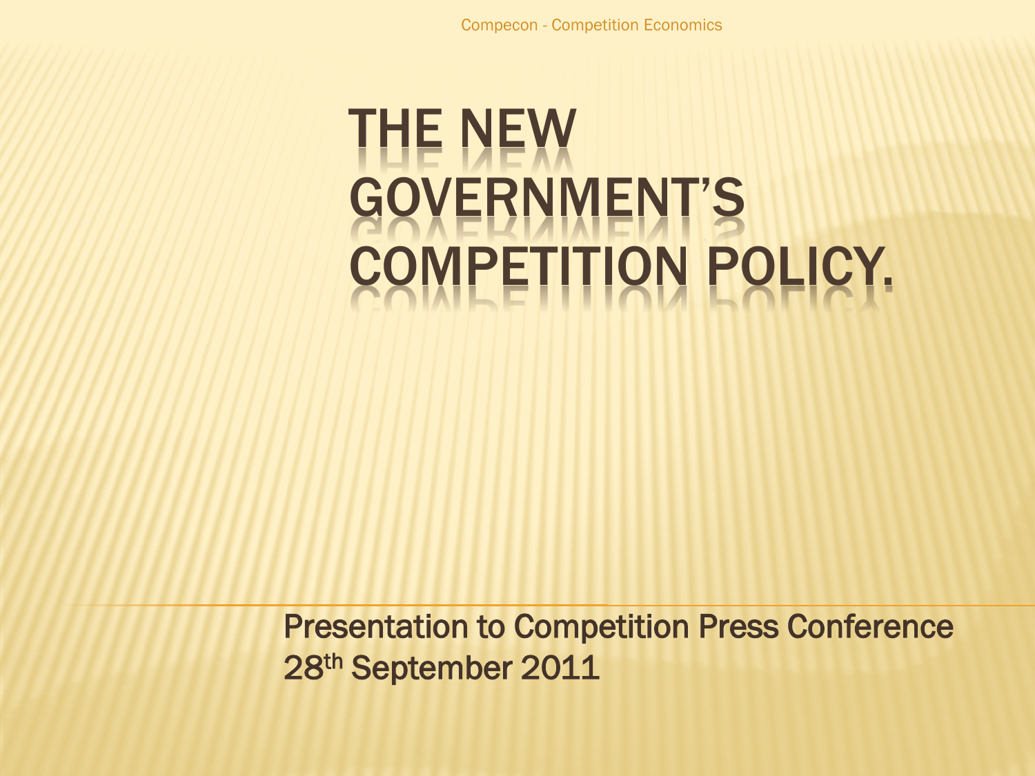# THE NEW GOVERNMENT'S COMPETITION POLICY.

Presentation to Competition Press Conference
28th September 2011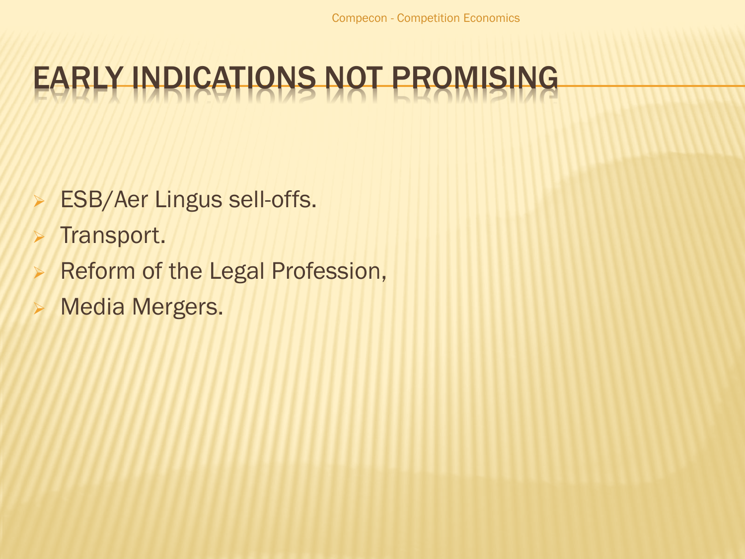# EARLY INDICATIONS NOT PROMISING

- ESB/Aer Lingus sell-offs.
- Transport.
- Reform of the Legal Profession,
- Media Mergers.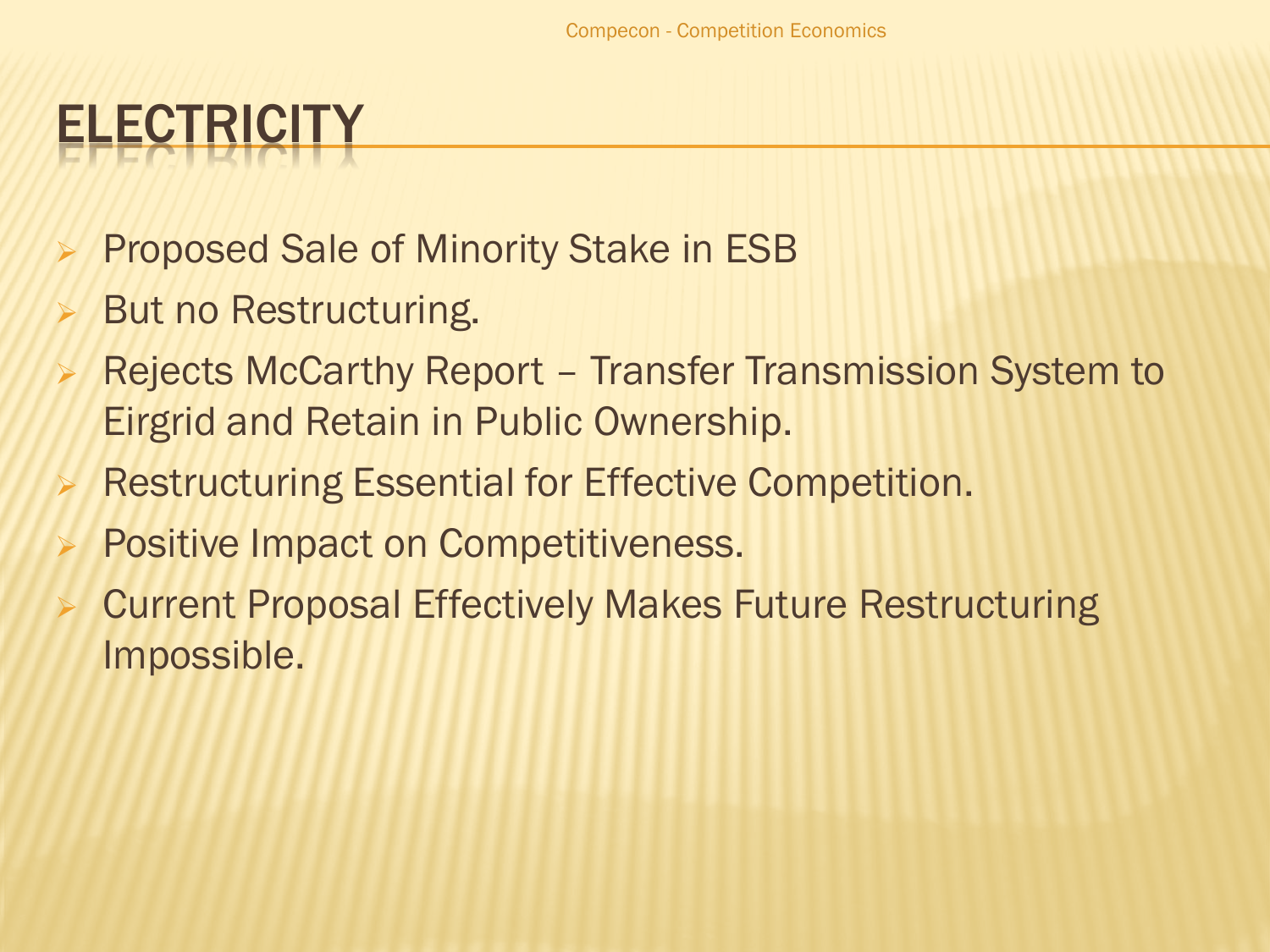# ELECTRICITY

- Proposed Sale of Minority Stake in ESB
- But no Restructuring.
- Rejects McCarthy Report – Transfer Transmission System to Eirgrid and Retain in Public Ownership.
- Restructuring Essential for Effective Competition.
- Positive Impact on Competitiveness.
- Current Proposal Effectively Makes Future Restructuring Impossible.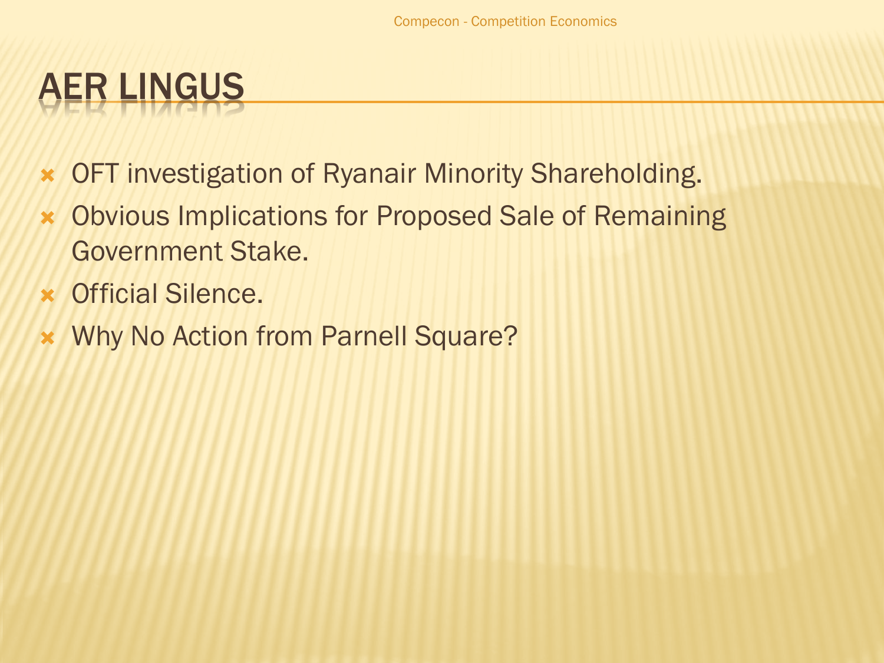# AER LINGUS

- OFT investigation of Ryanair Minority Shareholding.
- Obvious Implications for Proposed Sale of Remaining Government Stake.
- Official Silence.
- Why No Action from Parnell Square?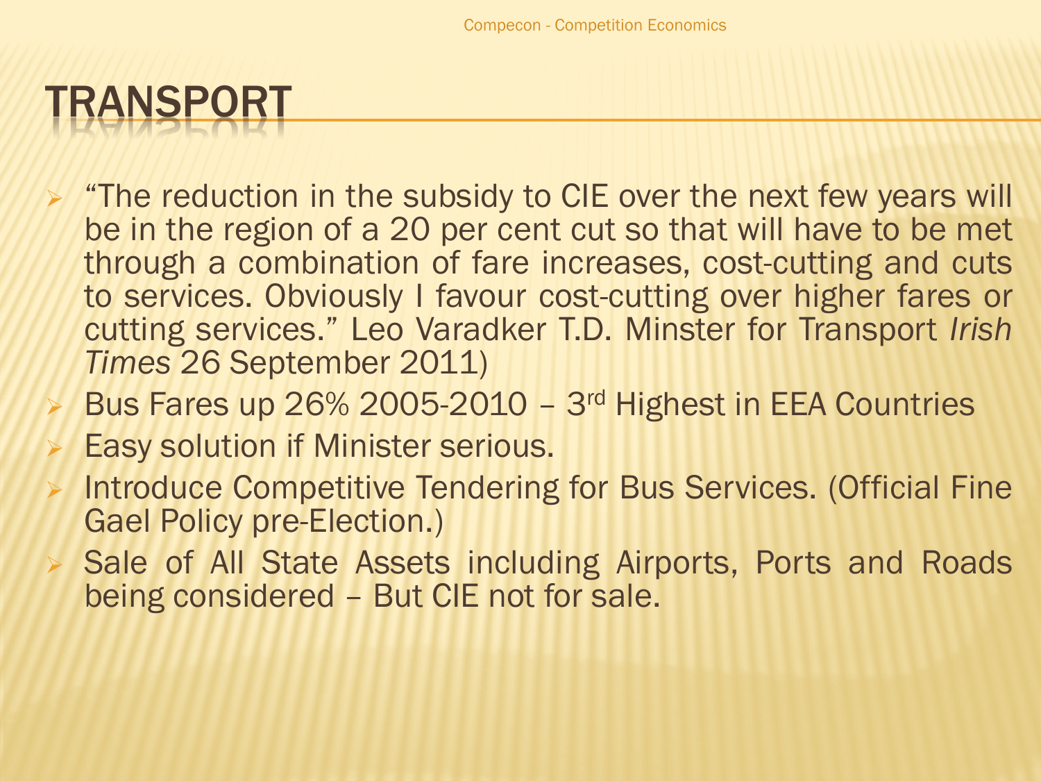# TRANSPORT

- "The reduction in the subsidy to CIE over the next few years will be in the region of a 20 per cent cut so that will have to be met through a combination of fare increases, cost-cutting and cuts to services. Obviously I favour cost-cutting over higher fares or cutting services." Leo Varadker T.D. Minster for Transport *Irish Times* 26 September 2011)
- Bus Fares up 26% 2005-2010 – 3rd Highest in EEA Countries
- Easy solution if Minister serious.
- Introduce Competitive Tendering for Bus Services. (Official Fine Gael Policy pre-Election.)
- Sale of All State Assets including Airports, Ports and Roads being considered – But CIE not for sale.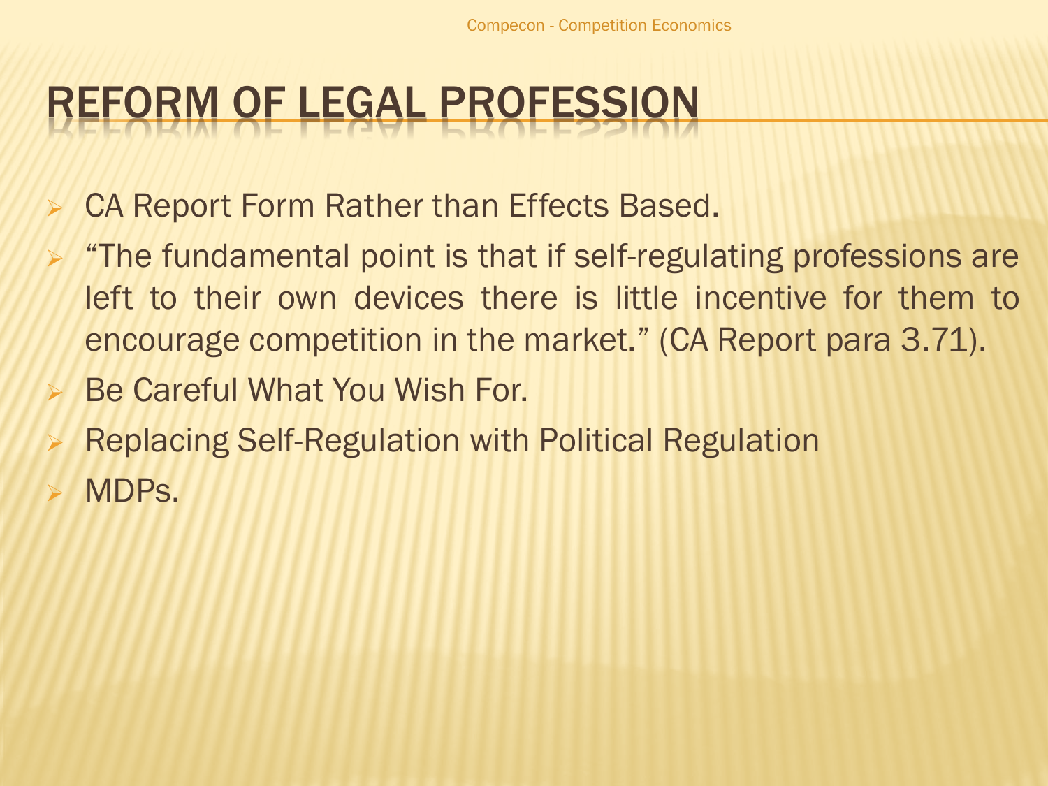# REFORM OF LEGAL PROFESSION

- CA Report Form Rather than Effects Based.
- "The fundamental point is that if self-regulating professions are left to their own devices there is little incentive for them to encourage competition in the market." (CA Report para 3.71).
- Be Careful What You Wish For.
- Replacing Self-Regulation with Political Regulation
- MDPs.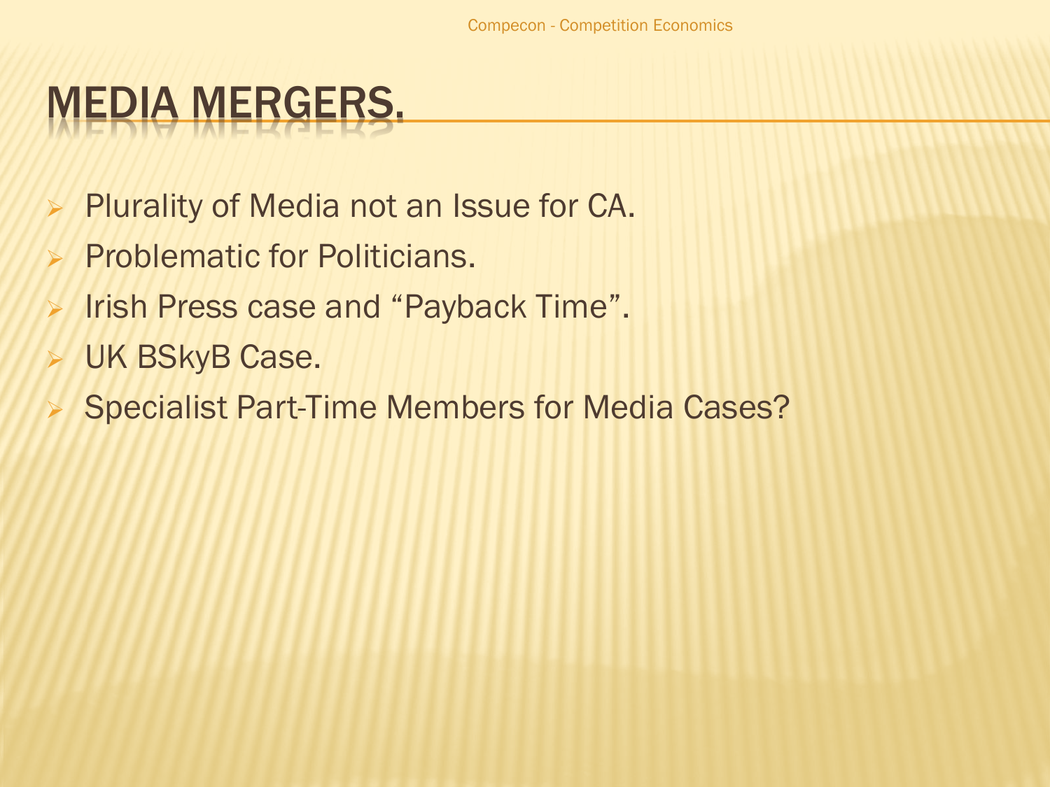# MEDIA MERGERS.

- Plurality of Media not an Issue for CA.
- Problematic for Politicians.
- Irish Press case and “Payback Time”.
- UK BSkyB Case.
- Specialist Part-Time Members for Media Cases?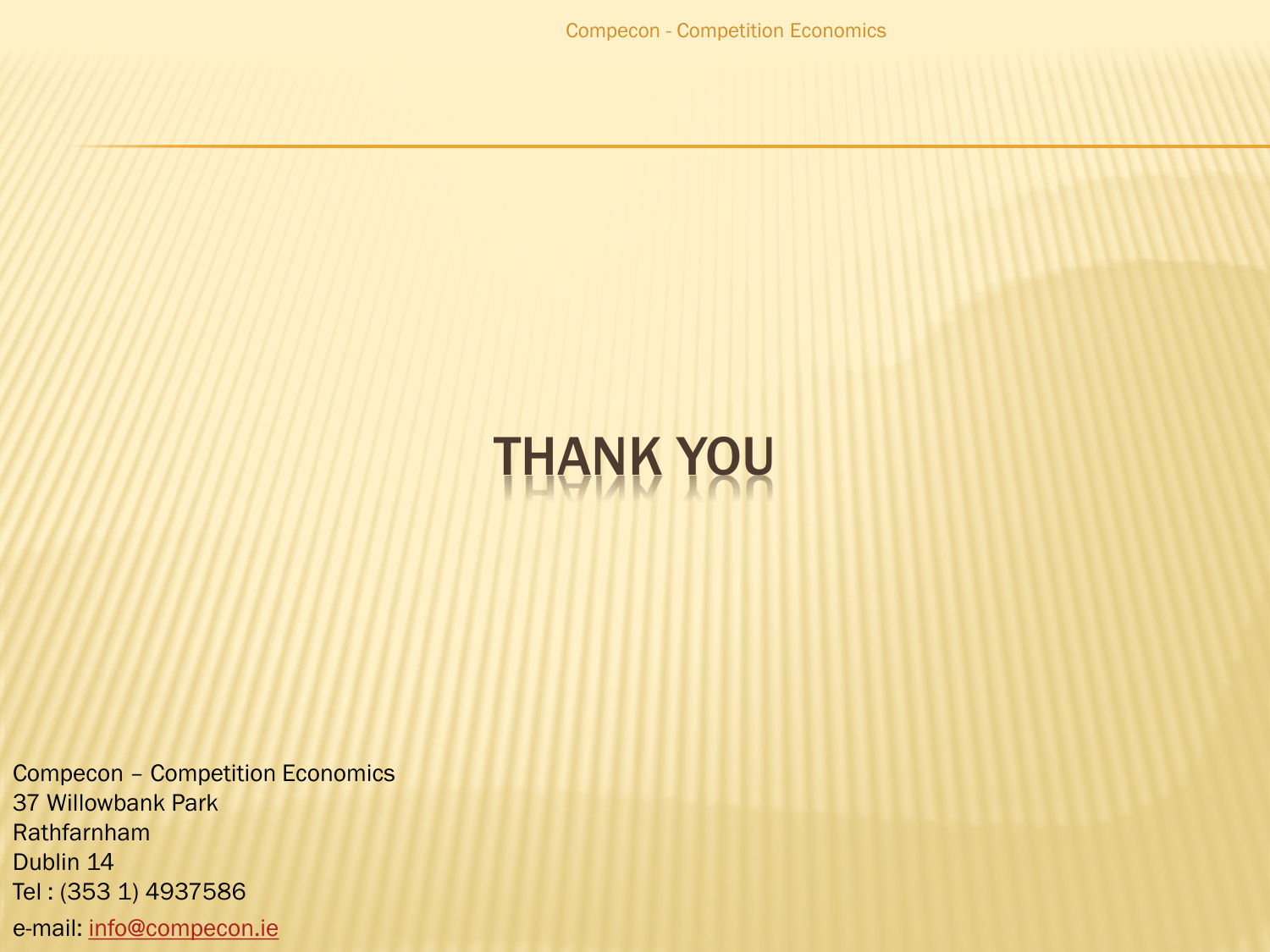# THANK YOU

Compecon – Competition Economics
37 Willowbank Park
Rathfarnham
Dublin 14
Tel : (353 1) 4937586
e-mail: info@compecon.ie